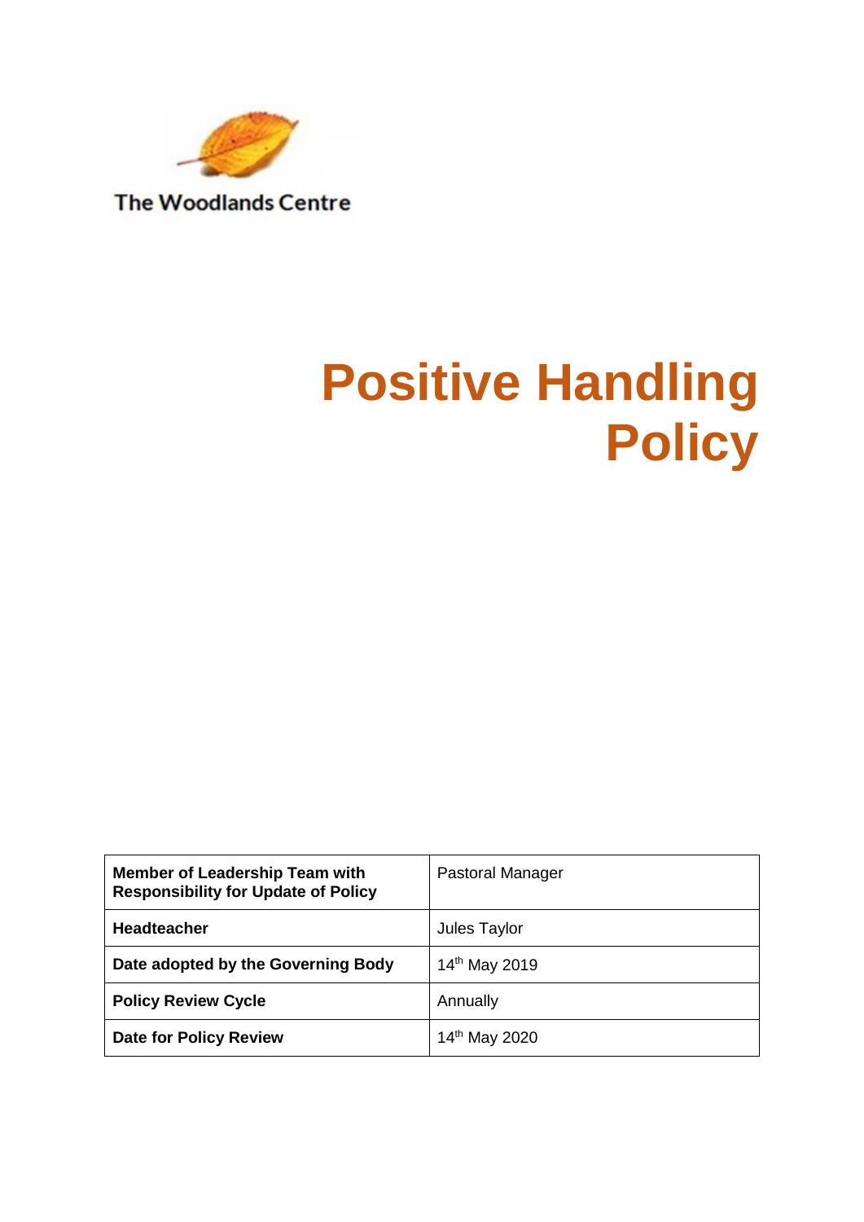The Woodlands Centre

# Positive Handling Policy

| | |
|---|---|
| **Member of Leadership Team with Responsibility for Update of Policy** | Pastoral Manager |
| **Headteacher** | Jules Taylor |
| **Date adopted by the Governing Body** | 14th May 2019 |
| **Policy Review Cycle** | Annually |
| **Date for Policy Review** | 14th May 2020 |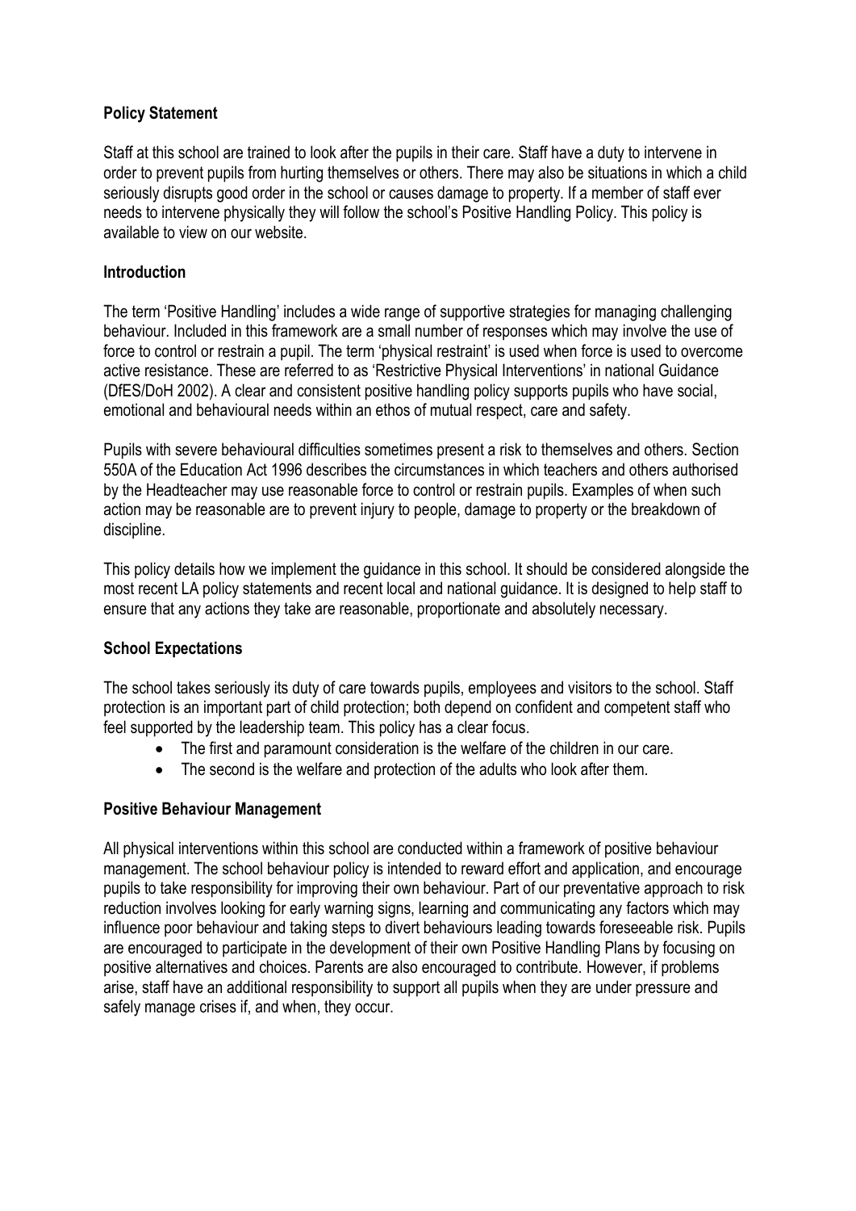**Policy Statement**

Staff at this school are trained to look after the pupils in their care. Staff have a duty to intervene in order to prevent pupils from hurting themselves or others. There may also be situations in which a child seriously disrupts good order in the school or causes damage to property. If a member of staff ever needs to intervene physically they will follow the school's Positive Handling Policy. This policy is available to view on our website.

**Introduction**

The term 'Positive Handling' includes a wide range of supportive strategies for managing challenging behaviour. Included in this framework are a small number of responses which may involve the use of force to control or restrain a pupil. The term 'physical restraint' is used when force is used to overcome active resistance. These are referred to as 'Restrictive Physical Interventions' in national Guidance (DfES/DoH 2002). A clear and consistent positive handling policy supports pupils who have social, emotional and behavioural needs within an ethos of mutual respect, care and safety.

Pupils with severe behavioural difficulties sometimes present a risk to themselves and others. Section 550A of the Education Act 1996 describes the circumstances in which teachers and others authorised by the Headteacher may use reasonable force to control or restrain pupils. Examples of when such action may be reasonable are to prevent injury to people, damage to property or the breakdown of discipline.

This policy details how we implement the guidance in this school. It should be considered alongside the most recent LA policy statements and recent local and national guidance. It is designed to help staff to ensure that any actions they take are reasonable, proportionate and absolutely necessary.

**School Expectations**

The school takes seriously its duty of care towards pupils, employees and visitors to the school. Staff protection is an important part of child protection; both depend on confident and competent staff who feel supported by the leadership team. This policy has a clear focus.

- The first and paramount consideration is the welfare of the children in our care.
- The second is the welfare and protection of the adults who look after them.

**Positive Behaviour Management**

All physical interventions within this school are conducted within a framework of positive behaviour management. The school behaviour policy is intended to reward effort and application, and encourage pupils to take responsibility for improving their own behaviour. Part of our preventative approach to risk reduction involves looking for early warning signs, learning and communicating any factors which may influence poor behaviour and taking steps to divert behaviours leading towards foreseeable risk. Pupils are encouraged to participate in the development of their own Positive Handling Plans by focusing on positive alternatives and choices. Parents are also encouraged to contribute. However, if problems arise, staff have an additional responsibility to support all pupils when they are under pressure and safely manage crises if, and when, they occur.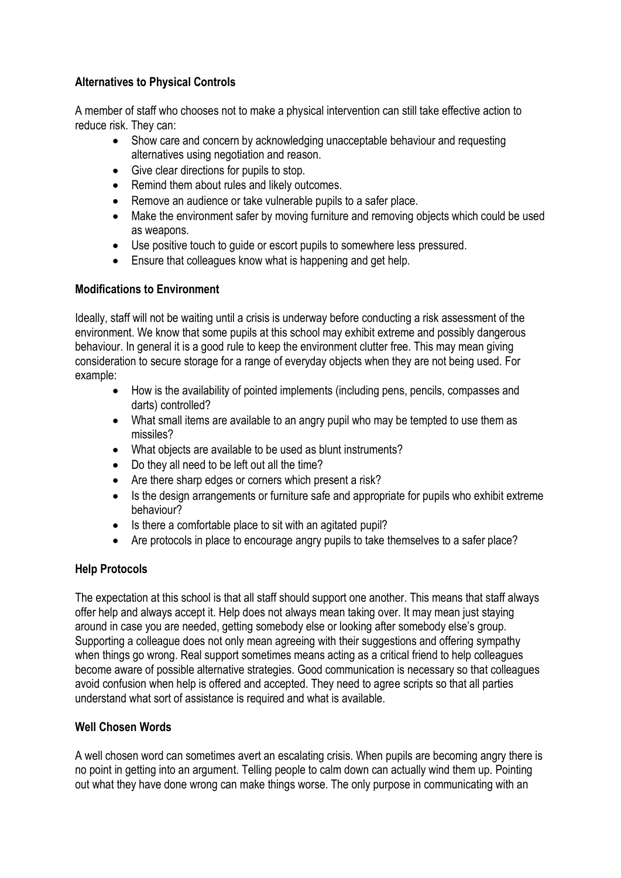**Alternatives to Physical Controls**

A member of staff who chooses not to make a physical intervention can still take effective action to reduce risk. They can:

- Show care and concern by acknowledging unacceptable behaviour and requesting alternatives using negotiation and reason.
- Give clear directions for pupils to stop.
- Remind them about rules and likely outcomes.
- Remove an audience or take vulnerable pupils to a safer place.
- Make the environment safer by moving furniture and removing objects which could be used as weapons.
- Use positive touch to guide or escort pupils to somewhere less pressured.
- Ensure that colleagues know what is happening and get help.

**Modifications to Environment**

Ideally, staff will not be waiting until a crisis is underway before conducting a risk assessment of the environment. We know that some pupils at this school may exhibit extreme and possibly dangerous behaviour. In general it is a good rule to keep the environment clutter free. This may mean giving consideration to secure storage for a range of everyday objects when they are not being used. For example:

- How is the availability of pointed implements (including pens, pencils, compasses and darts) controlled?
- What small items are available to an angry pupil who may be tempted to use them as missiles?
- What objects are available to be used as blunt instruments?
- Do they all need to be left out all the time?
- Are there sharp edges or corners which present a risk?
- Is the design arrangements or furniture safe and appropriate for pupils who exhibit extreme behaviour?
- Is there a comfortable place to sit with an agitated pupil?
- Are protocols in place to encourage angry pupils to take themselves to a safer place?

**Help Protocols**

The expectation at this school is that all staff should support one another. This means that staff always offer help and always accept it. Help does not always mean taking over. It may mean just staying around in case you are needed, getting somebody else or looking after somebody else's group. Supporting a colleague does not only mean agreeing with their suggestions and offering sympathy when things go wrong. Real support sometimes means acting as a critical friend to help colleagues become aware of possible alternative strategies. Good communication is necessary so that colleagues avoid confusion when help is offered and accepted. They need to agree scripts so that all parties understand what sort of assistance is required and what is available.

**Well Chosen Words**

A well chosen word can sometimes avert an escalating crisis. When pupils are becoming angry there is no point in getting into an argument. Telling people to calm down can actually wind them up. Pointing out what they have done wrong can make things worse. The only purpose in communicating with an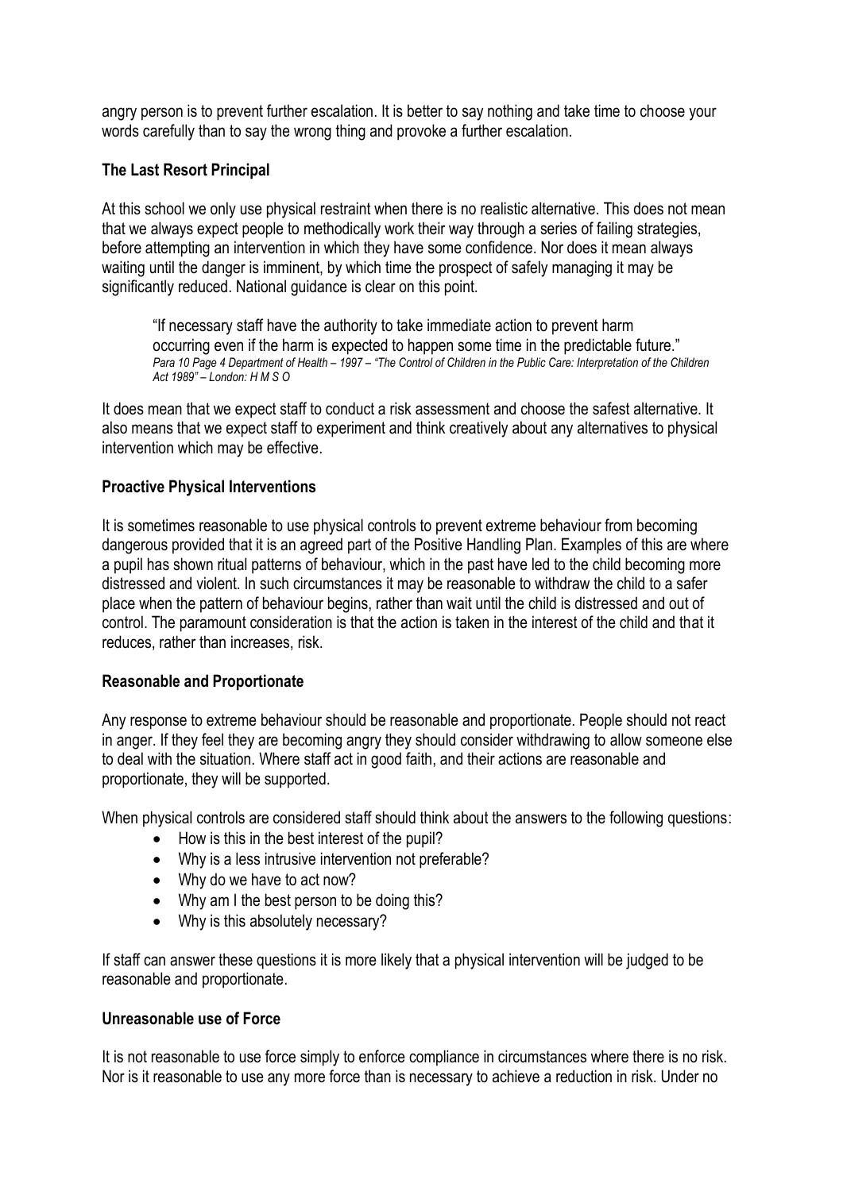angry person is to prevent further escalation. It is better to say nothing and take time to choose your words carefully than to say the wrong thing and provoke a further escalation.

**The Last Resort Principal**

At this school we only use physical restraint when there is no realistic alternative. This does not mean that we always expect people to methodically work their way through a series of failing strategies, before attempting an intervention in which they have some confidence. Nor does it mean always waiting until the danger is imminent, by which time the prospect of safely managing it may be significantly reduced. National guidance is clear on this point.

> "If necessary staff have the authority to take immediate action to prevent harm occurring even if the harm is expected to happen some time in the predictable future."
> *Para 10 Page 4 Department of Health – 1997 – "The Control of Children in the Public Care: Interpretation of the Children Act 1989" – London: H M S O*

It does mean that we expect staff to conduct a risk assessment and choose the safest alternative. It also means that we expect staff to experiment and think creatively about any alternatives to physical intervention which may be effective.

**Proactive Physical Interventions**

It is sometimes reasonable to use physical controls to prevent extreme behaviour from becoming dangerous provided that it is an agreed part of the Positive Handling Plan. Examples of this are where a pupil has shown ritual patterns of behaviour, which in the past have led to the child becoming more distressed and violent. In such circumstances it may be reasonable to withdraw the child to a safer place when the pattern of behaviour begins, rather than wait until the child is distressed and out of control. The paramount consideration is that the action is taken in the interest of the child and that it reduces, rather than increases, risk.

**Reasonable and Proportionate**

Any response to extreme behaviour should be reasonable and proportionate. People should not react in anger. If they feel they are becoming angry they should consider withdrawing to allow someone else to deal with the situation. Where staff act in good faith, and their actions are reasonable and proportionate, they will be supported.

When physical controls are considered staff should think about the answers to the following questions:

- How is this in the best interest of the pupil?
- Why is a less intrusive intervention not preferable?
- Why do we have to act now?
- Why am I the best person to be doing this?
- Why is this absolutely necessary?

If staff can answer these questions it is more likely that a physical intervention will be judged to be reasonable and proportionate.

**Unreasonable use of Force**

It is not reasonable to use force simply to enforce compliance in circumstances where there is no risk. Nor is it reasonable to use any more force than is necessary to achieve a reduction in risk. Under no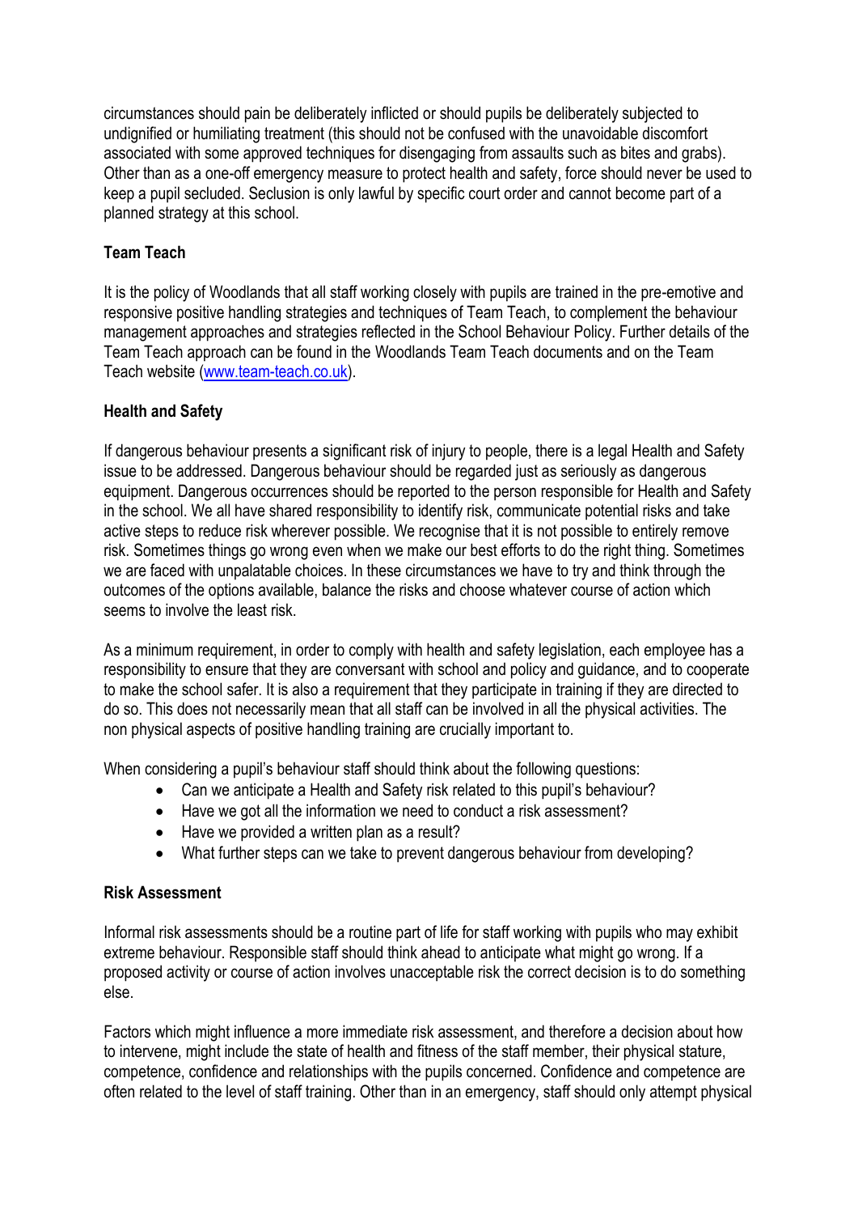circumstances should pain be deliberately inflicted or should pupils be deliberately subjected to undignified or humiliating treatment (this should not be confused with the unavoidable discomfort associated with some approved techniques for disengaging from assaults such as bites and grabs). Other than as a one-off emergency measure to protect health and safety, force should never be used to keep a pupil secluded. Seclusion is only lawful by specific court order and cannot become part of a planned strategy at this school.

**Team Teach**

It is the policy of Woodlands that all staff working closely with pupils are trained in the pre-emotive and responsive positive handling strategies and techniques of Team Teach, to complement the behaviour management approaches and strategies reflected in the School Behaviour Policy. Further details of the Team Teach approach can be found in the Woodlands Team Teach documents and on the Team Teach website ([www.team-teach.co.uk](www.team-teach.co.uk)).

**Health and Safety**

If dangerous behaviour presents a significant risk of injury to people, there is a legal Health and Safety issue to be addressed. Dangerous behaviour should be regarded just as seriously as dangerous equipment. Dangerous occurrences should be reported to the person responsible for Health and Safety in the school. We all have shared responsibility to identify risk, communicate potential risks and take active steps to reduce risk wherever possible. We recognise that it is not possible to entirely remove risk. Sometimes things go wrong even when we make our best efforts to do the right thing. Sometimes we are faced with unpalatable choices. In these circumstances we have to try and think through the outcomes of the options available, balance the risks and choose whatever course of action which seems to involve the least risk.

As a minimum requirement, in order to comply with health and safety legislation, each employee has a responsibility to ensure that they are conversant with school and policy and guidance, and to cooperate to make the school safer. It is also a requirement that they participate in training if they are directed to do so. This does not necessarily mean that all staff can be involved in all the physical activities. The non physical aspects of positive handling training are crucially important to.

When considering a pupil's behaviour staff should think about the following questions:

- Can we anticipate a Health and Safety risk related to this pupil's behaviour?
- Have we got all the information we need to conduct a risk assessment?
- Have we provided a written plan as a result?
- What further steps can we take to prevent dangerous behaviour from developing?

**Risk Assessment**

Informal risk assessments should be a routine part of life for staff working with pupils who may exhibit extreme behaviour. Responsible staff should think ahead to anticipate what might go wrong. If a proposed activity or course of action involves unacceptable risk the correct decision is to do something else.

Factors which might influence a more immediate risk assessment, and therefore a decision about how to intervene, might include the state of health and fitness of the staff member, their physical stature, competence, confidence and relationships with the pupils concerned. Confidence and competence are often related to the level of staff training. Other than in an emergency, staff should only attempt physical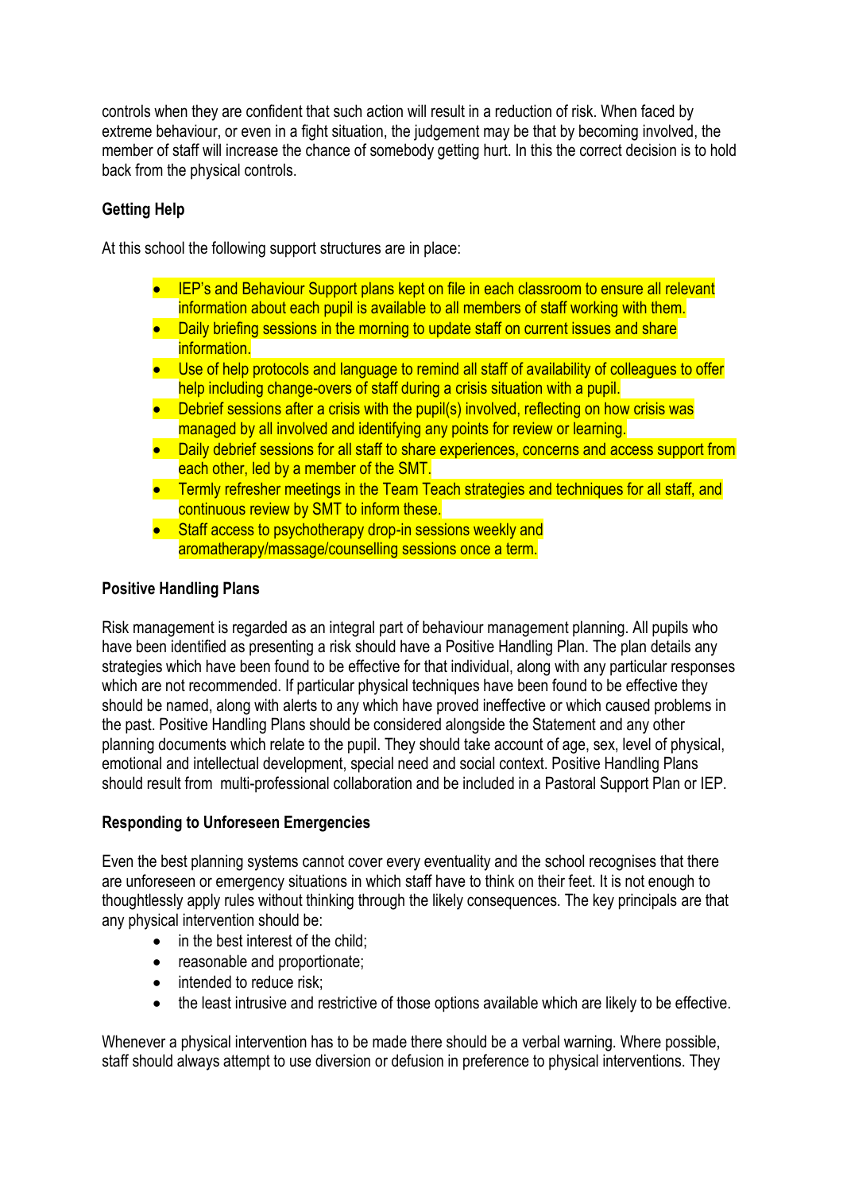controls when they are confident that such action will result in a reduction of risk. When faced by extreme behaviour, or even in a fight situation, the judgement may be that by becoming involved, the member of staff will increase the chance of somebody getting hurt. In this the correct decision is to hold back from the physical controls.

**Getting Help**

At this school the following support structures are in place:

- IEP's and Behaviour Support plans kept on file in each classroom to ensure all relevant information about each pupil is available to all members of staff working with them.
- Daily briefing sessions in the morning to update staff on current issues and share information.
- Use of help protocols and language to remind all staff of availability of colleagues to offer help including change-overs of staff during a crisis situation with a pupil.
- Debrief sessions after a crisis with the pupil(s) involved, reflecting on how crisis was managed by all involved and identifying any points for review or learning.
- Daily debrief sessions for all staff to share experiences, concerns and access support from each other, led by a member of the SMT.
- Termly refresher meetings in the Team Teach strategies and techniques for all staff, and continuous review by SMT to inform these.
- Staff access to psychotherapy drop-in sessions weekly and aromatherapy/massage/counselling sessions once a term.

**Positive Handling Plans**

Risk management is regarded as an integral part of behaviour management planning. All pupils who have been identified as presenting a risk should have a Positive Handling Plan. The plan details any strategies which have been found to be effective for that individual, along with any particular responses which are not recommended. If particular physical techniques have been found to be effective they should be named, along with alerts to any which have proved ineffective or which caused problems in the past. Positive Handling Plans should be considered alongside the Statement and any other planning documents which relate to the pupil. They should take account of age, sex, level of physical, emotional and intellectual development, special need and social context. Positive Handling Plans should result from multi-professional collaboration and be included in a Pastoral Support Plan or IEP.

**Responding to Unforeseen Emergencies**

Even the best planning systems cannot cover every eventuality and the school recognises that there are unforeseen or emergency situations in which staff have to think on their feet. It is not enough to thoughtlessly apply rules without thinking through the likely consequences. The key principals are that any physical intervention should be:

- in the best interest of the child;
- reasonable and proportionate;
- intended to reduce risk;
- the least intrusive and restrictive of those options available which are likely to be effective.

Whenever a physical intervention has to be made there should be a verbal warning. Where possible, staff should always attempt to use diversion or defusion in preference to physical interventions. They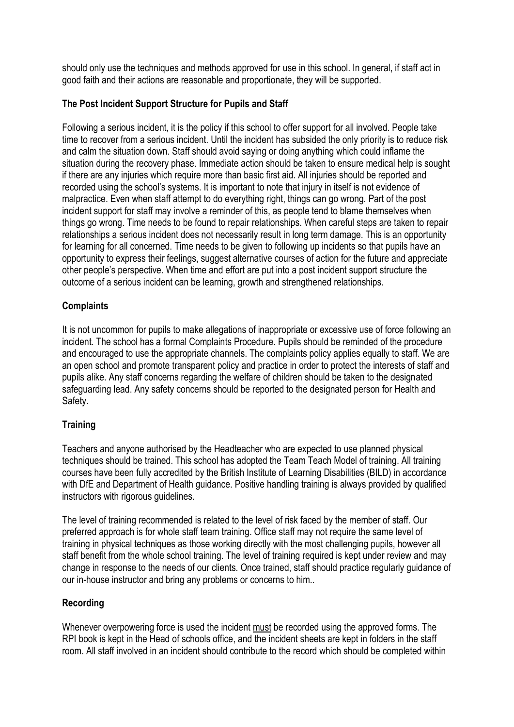should only use the techniques and methods approved for use in this school. In general, if staff act in good faith and their actions are reasonable and proportionate, they will be supported.

**The Post Incident Support Structure for Pupils and Staff**

Following a serious incident, it is the policy if this school to offer support for all involved. People take time to recover from a serious incident. Until the incident has subsided the only priority is to reduce risk and calm the situation down. Staff should avoid saying or doing anything which could inflame the situation during the recovery phase. Immediate action should be taken to ensure medical help is sought if there are any injuries which require more than basic first aid. All injuries should be reported and recorded using the school's systems. It is important to note that injury in itself is not evidence of malpractice. Even when staff attempt to do everything right, things can go wrong. Part of the post incident support for staff may involve a reminder of this, as people tend to blame themselves when things go wrong. Time needs to be found to repair relationships. When careful steps are taken to repair relationships a serious incident does not necessarily result in long term damage. This is an opportunity for learning for all concerned. Time needs to be given to following up incidents so that pupils have an opportunity to express their feelings, suggest alternative courses of action for the future and appreciate other people's perspective. When time and effort are put into a post incident support structure the outcome of a serious incident can be learning, growth and strengthened relationships.

**Complaints**

It is not uncommon for pupils to make allegations of inappropriate or excessive use of force following an incident. The school has a formal Complaints Procedure. Pupils should be reminded of the procedure and encouraged to use the appropriate channels. The complaints policy applies equally to staff. We are an open school and promote transparent policy and practice in order to protect the interests of staff and pupils alike. Any staff concerns regarding the welfare of children should be taken to the designated safeguarding lead. Any safety concerns should be reported to the designated person for Health and Safety.

**Training**

Teachers and anyone authorised by the Headteacher who are expected to use planned physical techniques should be trained. This school has adopted the Team Teach Model of training. All training courses have been fully accredited by the British Institute of Learning Disabilities (BILD) in accordance with DfE and Department of Health guidance. Positive handling training is always provided by qualified instructors with rigorous guidelines.

The level of training recommended is related to the level of risk faced by the member of staff. Our preferred approach is for whole staff team training. Office staff may not require the same level of training in physical techniques as those working directly with the most challenging pupils, however all staff benefit from the whole school training. The level of training required is kept under review and may change in response to the needs of our clients. Once trained, staff should practice regularly guidance of our in-house instructor and bring any problems or concerns to him..

**Recording**

Whenever overpowering force is used the incident <u>must</u> be recorded using the approved forms. The RPI book is kept in the Head of schools office, and the incident sheets are kept in folders in the staff room. All staff involved in an incident should contribute to the record which should be completed within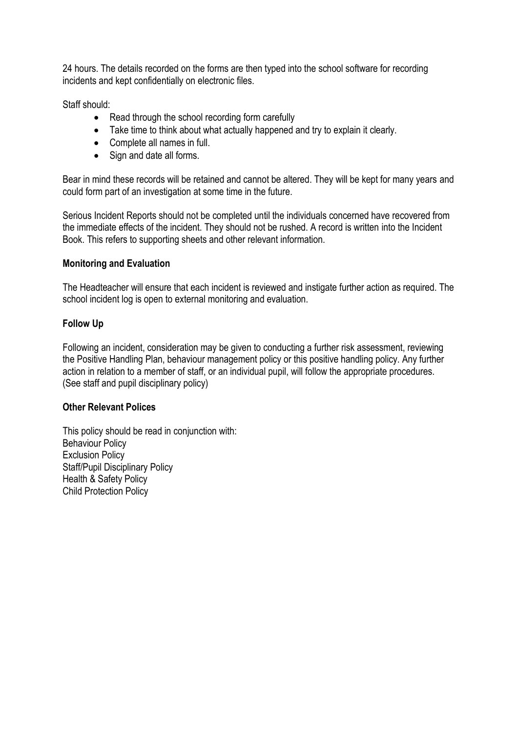24 hours. The details recorded on the forms are then typed into the school software for recording incidents and kept confidentially on electronic files.

Staff should:

- Read through the school recording form carefully
- Take time to think about what actually happened and try to explain it clearly.
- Complete all names in full.
- Sign and date all forms.

Bear in mind these records will be retained and cannot be altered. They will be kept for many years and could form part of an investigation at some time in the future.

Serious Incident Reports should not be completed until the individuals concerned have recovered from the immediate effects of the incident. They should not be rushed. A record is written into the Incident Book. This refers to supporting sheets and other relevant information.

**Monitoring and Evaluation**

The Headteacher will ensure that each incident is reviewed and instigate further action as required. The school incident log is open to external monitoring and evaluation.

**Follow Up**

Following an incident, consideration may be given to conducting a further risk assessment, reviewing the Positive Handling Plan, behaviour management policy or this positive handling policy. Any further action in relation to a member of staff, or an individual pupil, will follow the appropriate procedures. (See staff and pupil disciplinary policy)

**Other Relevant Polices**

This policy should be read in conjunction with:
Behaviour Policy
Exclusion Policy
Staff/Pupil Disciplinary Policy
Health & Safety Policy
Child Protection Policy